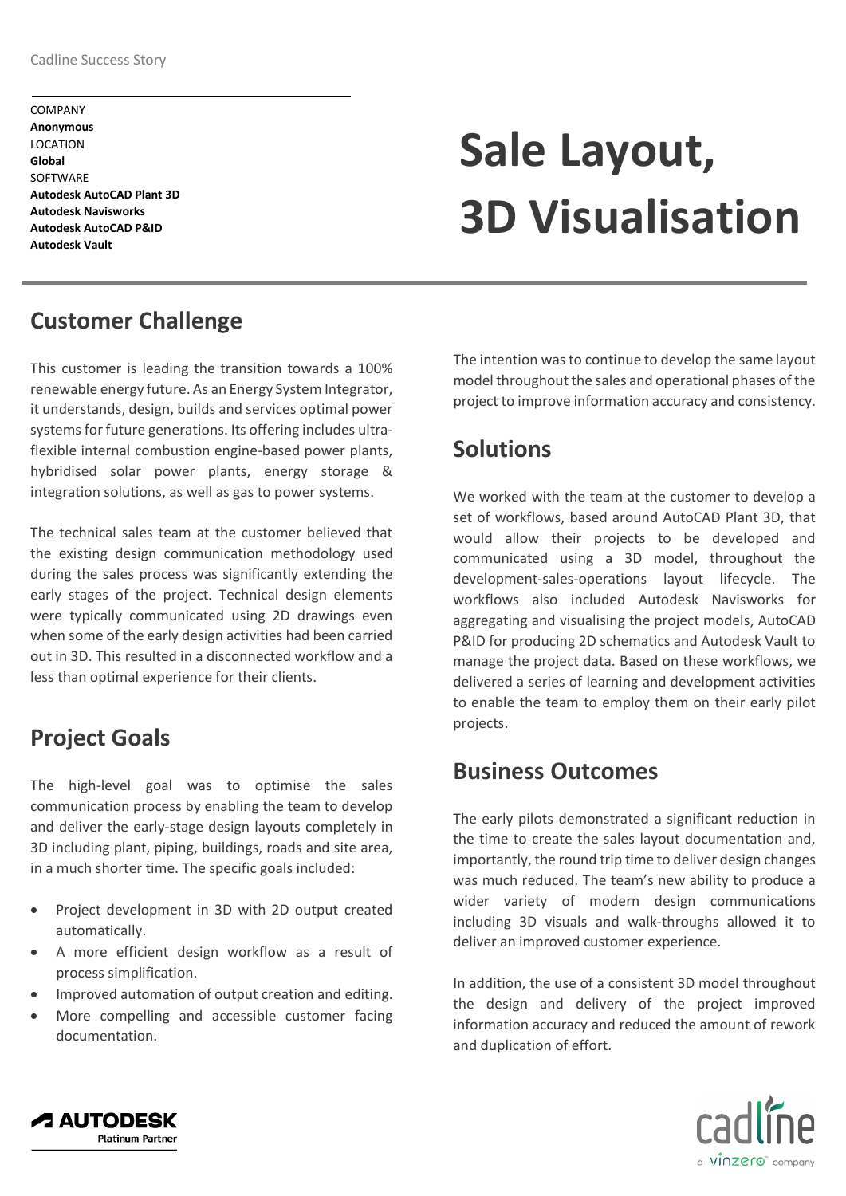Cadline Success Story

COMPANY
**Anonymous**
LOCATION
**Global**
SOFTWARE
**Autodesk AutoCAD Plant 3D**
**Autodesk Navisworks**
**Autodesk AutoCAD P&ID**
**Autodesk Vault**

# Sale Layout, 3D Visualisation

## Customer Challenge

This customer is leading the transition towards a 100% renewable energy future. As an Energy System Integrator, it understands, design, builds and services optimal power systems for future generations. Its offering includes ultra-flexible internal combustion engine-based power plants, hybridised solar power plants, energy storage & integration solutions, as well as gas to power systems.

The technical sales team at the customer believed that the existing design communication methodology used during the sales process was significantly extending the early stages of the project. Technical design elements were typically communicated using 2D drawings even when some of the early design activities had been carried out in 3D. This resulted in a disconnected workflow and a less than optimal experience for their clients.

## Project Goals

The high-level goal was to optimise the sales communication process by enabling the team to develop and deliver the early-stage design layouts completely in 3D including plant, piping, buildings, roads and site area, in a much shorter time. The specific goals included:

- Project development in 3D with 2D output created automatically.
- A more efficient design workflow as a result of process simplification.
- Improved automation of output creation and editing.
- More compelling and accessible customer facing documentation.

The intention was to continue to develop the same layout model throughout the sales and operational phases of the project to improve information accuracy and consistency.

## Solutions

We worked with the team at the customer to develop a set of workflows, based around AutoCAD Plant 3D, that would allow their projects to be developed and communicated using a 3D model, throughout the development-sales-operations layout lifecycle. The workflows also included Autodesk Navisworks for aggregating and visualising the project models, AutoCAD P&ID for producing 2D schematics and Autodesk Vault to manage the project data. Based on these workflows, we delivered a series of learning and development activities to enable the team to employ them on their early pilot projects.

## Business Outcomes

The early pilots demonstrated a significant reduction in the time to create the sales layout documentation and, importantly, the round trip time to deliver design changes was much reduced. The team's new ability to produce a wider variety of modern design communications including 3D visuals and walk-throughs allowed it to deliver an improved customer experience.

In addition, the use of a consistent 3D model throughout the design and delivery of the project improved information accuracy and reduced the amount of rework and duplication of effort.

AUTODESK Platinum Partner

cadline a vinzero company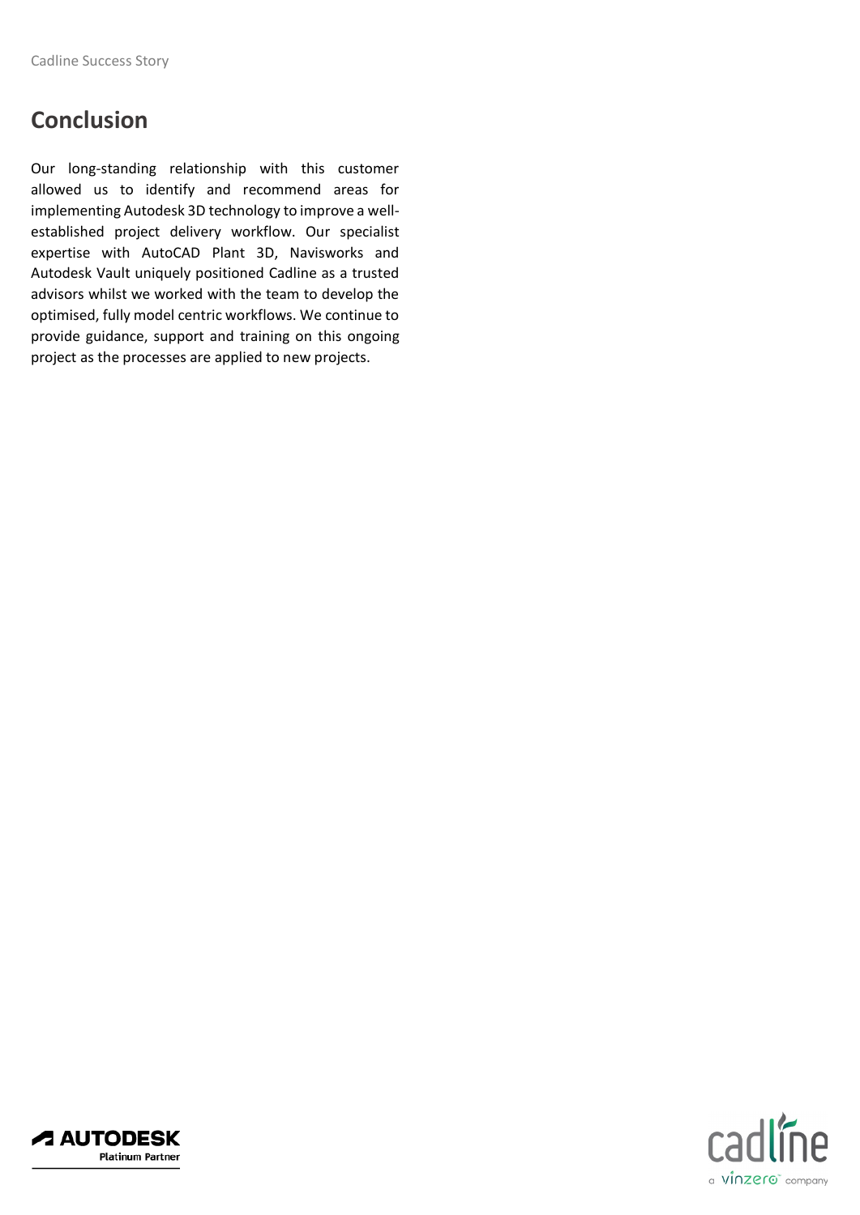## Conclusion

Our long-standing relationship with this customer allowed us to identify and recommend areas for implementing Autodesk 3D technology to improve a well-established project delivery workflow. Our specialist expertise with AutoCAD Plant 3D, Navisworks and Autodesk Vault uniquely positioned Cadline as a trusted advisors whilst we worked with the team to develop the optimised, fully model centric workflows. We continue to provide guidance, support and training on this ongoing project as the processes are applied to new projects.